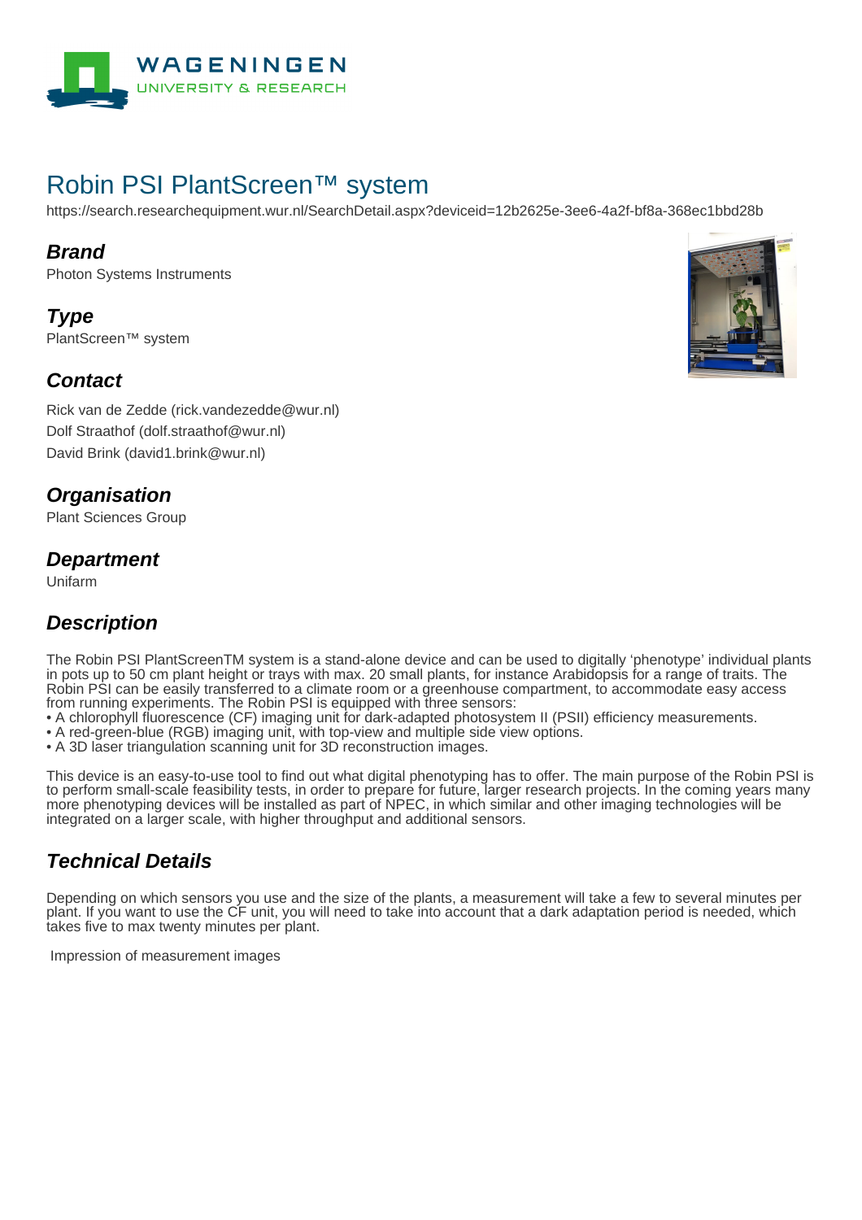# Robin PSI PlantScreen™ system

https://search.researchequipment.wur.nl/SearchDetail.aspx?deviceid=12b2625e-3ee6-4a2f-bf8a-368ec1bbd28b

## Brand

Photon Systems Instruments

## Type

PlantScreen™ system

## Contact

Rick van de Zedde (rick.vandezedde@wur.nl)
Dolf Straathof (dolf.straathof@wur.nl)
David Brink (david1.brink@wur.nl)

## Organisation

Plant Sciences Group

## Department

Unifarm

## Description

The Robin PSI PlantScreenTM system is a stand-alone device and can be used to digitally 'phenotype' individual plants in pots up to 50 cm plant height or trays with max. 20 small plants, for instance Arabidopsis for a range of traits. The Robin PSI can be easily transferred to a climate room or a greenhouse compartment, to accommodate easy access from running experiments. The Robin PSI is equipped with three sensors:

- A chlorophyll fluorescence (CF) imaging unit for dark-adapted photosystem II (PSII) efficiency measurements.
- A red-green-blue (RGB) imaging unit, with top-view and multiple side view options.
- A 3D laser triangulation scanning unit for 3D reconstruction images.

This device is an easy-to-use tool to find out what digital phenotyping has to offer. The main purpose of the Robin PSI is to perform small-scale feasibility tests, in order to prepare for future, larger research projects. In the coming years many more phenotyping devices will be installed as part of NPEC, in which similar and other imaging technologies will be integrated on a larger scale, with higher throughput and additional sensors.

## Technical Details

Depending on which sensors you use and the size of the plants, a measurement will take a few to several minutes per plant. If you want to use the CF unit, you will need to take into account that a dark adaptation period is needed, which takes five to max twenty minutes per plant.

Impression of measurement images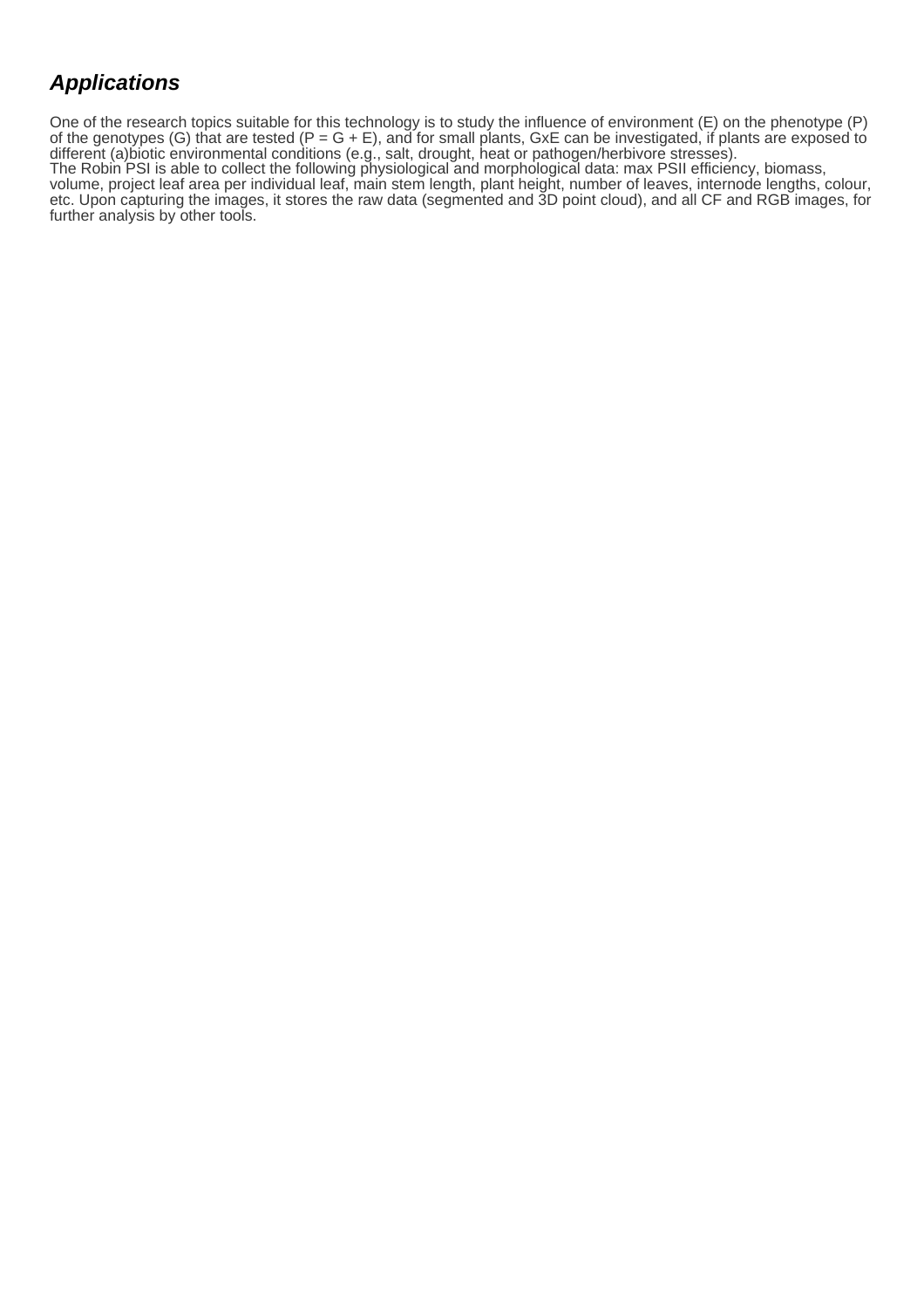### ***Applications***

One of the research topics suitable for this technology is to study the influence of environment (E) on the phenotype (P) of the genotypes (G) that are tested (P = G + E), and for small plants, GxE can be investigated, if plants are exposed to different (a)biotic environmental conditions (e.g., salt, drought, heat or pathogen/herbivore stresses).
The Robin PSI is able to collect the following physiological and morphological data: max PSII efficiency, biomass, volume, project leaf area per individual leaf, main stem length, plant height, number of leaves, internode lengths, colour, etc. Upon capturing the images, it stores the raw data (segmented and 3D point cloud), and all CF and RGB images, for further analysis by other tools.